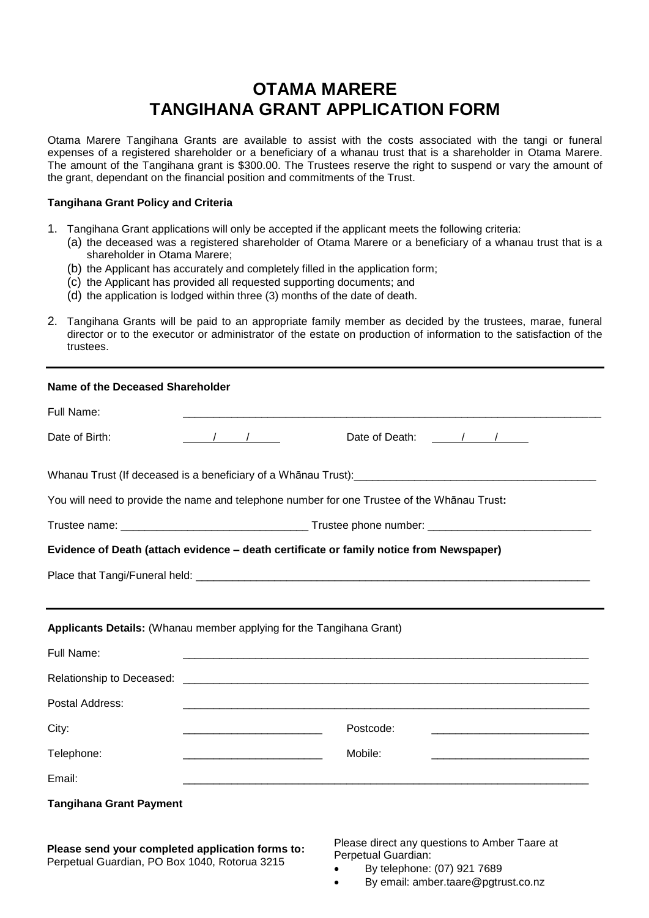# OTAMA MARERE
# TANGIHANA GRANT APPLICATION FORM

Otama Marere Tangihana Grants are available to assist with the costs associated with the tangi or funeral expenses of a registered shareholder or a beneficiary of a whanau trust that is a shareholder in Otama Marere. The amount of the Tangihana grant is $300.00. The Trustees reserve the right to suspend or vary the amount of the grant, dependant on the financial position and commitments of the Trust.

**Tangihana Grant Policy and Criteria**

1. Tangihana Grant applications will only be accepted if the applicant meets the following criteria:
   (a) the deceased was a registered shareholder of Otama Marere or a beneficiary of a whanau trust that is a shareholder in Otama Marere;
   (b) the Applicant has accurately and completely filled in the application form;
   (c) the Applicant has provided all requested supporting documents; and
   (d) the application is lodged within three (3) months of the date of death.

2. Tangihana Grants will be paid to an appropriate family member as decided by the trustees, marae, funeral director or to the executor or administrator of the estate on production of information to the satisfaction of the trustees.

---

**Name of the Deceased Shareholder**

Full Name: ______________________________________________

Date of Birth: ____/____/____ Date of Death: ____/____/____

Whanau Trust (If deceased is a beneficiary of a Whānau Trust):______________________________

You will need to provide the name and telephone number for one Trustee of the Whānau Trust**:**

Trustee name: ______________________ Trustee phone number: ______________________

**Evidence of Death (attach evidence – death certificate or family notice from Newspaper)**

Place that Tangi/Funeral held: ______________________________________________

---

**Applicants Details:** (Whanau member applying for the Tangihana Grant)

Full Name: ______________________________________________

Relationship to Deceased: ______________________________________________

Postal Address: ______________________________________________

City: ______________________ Postcode: ______________________

Telephone: ______________________ Mobile: ______________________

Email: ______________________________________________

**Tangihana Grant Payment**

**Please send your completed application forms to:**
Perpetual Guardian, PO Box 1040, Rotorua 3215

Please direct any questions to Amber Taare at Perpetual Guardian:

- By telephone: (07) 921 7689
- By email: amber.taare@pgtrust.co.nz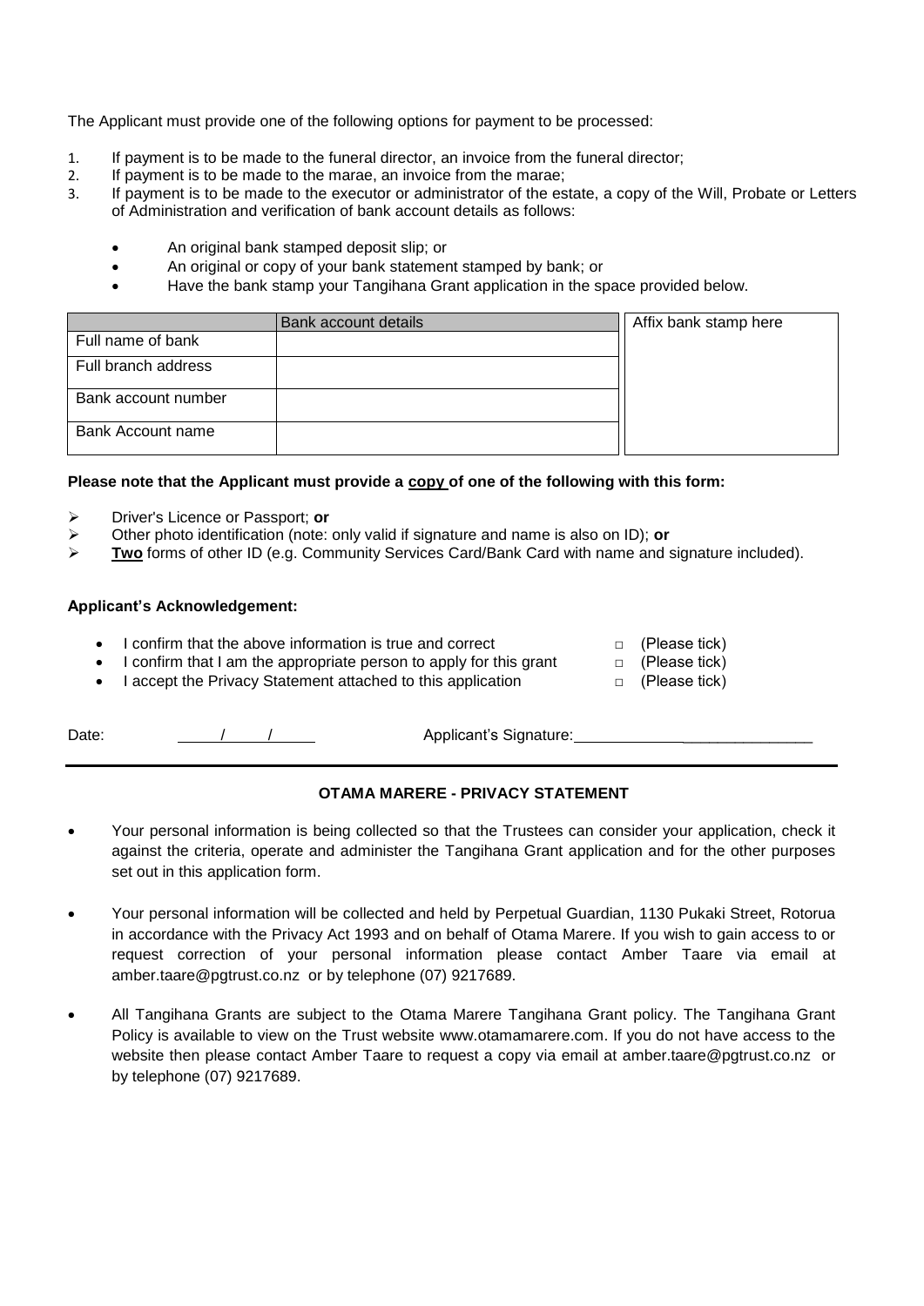The Applicant must provide one of the following options for payment to be processed:

1. If payment is to be made to the funeral director, an invoice from the funeral director;
2. If payment is to be made to the marae, an invoice from the marae;
3. If payment is to be made to the executor or administrator of the estate, a copy of the Will, Probate or Letters of Administration and verification of bank account details as follows:
   - An original bank stamped deposit slip; or
   - An original or copy of your bank statement stamped by bank; or
   - Have the bank stamp your Tangihana Grant application in the space provided below.

| | Bank account details | Affix bank stamp here |
|---|---|---|
| Full name of bank | | |
| Full branch address | | |
| Bank account number | | |
| Bank Account name | | |

**Please note that the Applicant must provide a copy of one of the following with this form:**

- Driver's Licence or Passport; **or**
- Other photo identification (note: only valid if signature and name is also on ID); **or**
- **Two** forms of other ID (e.g. Community Services Card/Bank Card with name and signature included).

**Applicant's Acknowledgement:**

- I confirm that the above information is true and correct □ (Please tick)
- I confirm that I am the appropriate person to apply for this grant □ (Please tick)
- I accept the Privacy Statement attached to this application □ (Please tick)

Date: \_\_\_\_/\_\_\_\_/\_\_\_\_ Applicant's Signature: \_\_\_\_\_\_\_\_\_\_\_\_\_\_\_\_\_\_\_\_\_\_\_\_

**OTAMA MARERE - PRIVACY STATEMENT**

- Your personal information is being collected so that the Trustees can consider your application, check it against the criteria, operate and administer the Tangihana Grant application and for the other purposes set out in this application form.
- Your personal information will be collected and held by Perpetual Guardian, 1130 Pukaki Street, Rotorua in accordance with the Privacy Act 1993 and on behalf of Otama Marere. If you wish to gain access to or request correction of your personal information please contact Amber Taare via email at amber.taare@pgtrust.co.nz or by telephone (07) 9217689.
- All Tangihana Grants are subject to the Otama Marere Tangihana Grant policy. The Tangihana Grant Policy is available to view on the Trust website www.otamamarere.com. If you do not have access to the website then please contact Amber Taare to request a copy via email at amber.taare@pgtrust.co.nz or by telephone (07) 9217689.